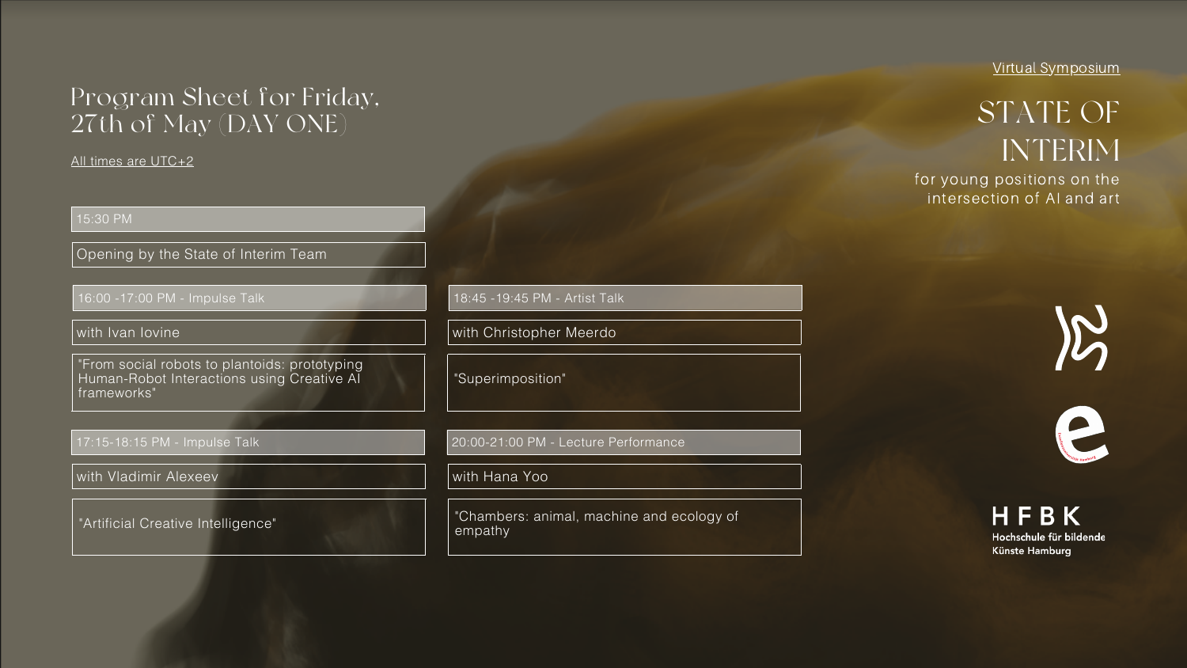Virtual Symposium

# STATE OF INTERIM

for young positions on the intersection of AI and art

## Program Sheet for Friday, 27th of May (DAY ONE)

All times are UTC+2

15:30 PM

Opening by the State of Interim Team

16:00 -17:00 PM - Impulse Talk

with Ivan Iovine

"From social robots to plantoids: prototyping Human-Robot Interactions using Creative AI frameworks"

17:15-18:15 PM - Impulse Talk

with Vladimir Alexeev

"Artificial Creative Intelligence"

18:45 -19:45 PM - Artist Talk

with Christopher Meerdo

"Superimposition"

20:00-21:00 PM - Lecture Performance

with Hana Yoo

"Chambers: animal, machine and ecology of empathy

HFBK

Hochschule für bildende Künste Hamburg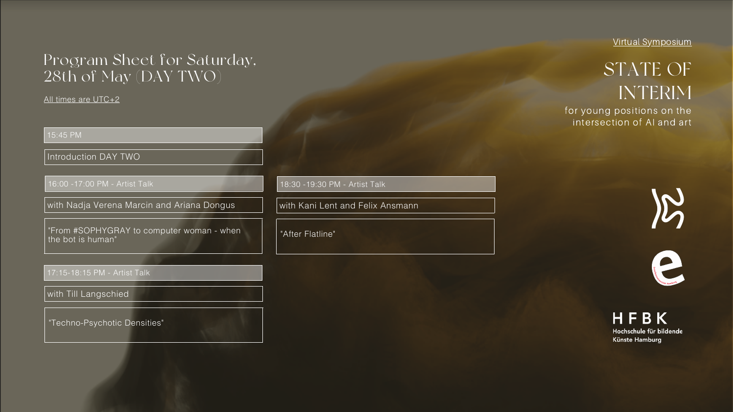Virtual Symposium

# STATE OF INTERIM

for young positions on the intersection of AI and art

## Program Sheet for Saturday, 28th of May (DAY TWO)

All times are UTC+2

15:45 PM

Introduction DAY TWO

16:00 -17:00 PM - Artist Talk

with Nadja Verena Marcin and Ariana Dongus

"From #SOPHYGRAY to computer woman - when the bot is human"

17:15-18:15 PM - Artist Talk

with Till Langschied

"Techno-Psychotic Densities"

18:30 -19:30 PM - Artist Talk

with Kani Lent and Felix Ansmann

"After Flatline"

HFBK

Hochschule für bildende Künste Hamburg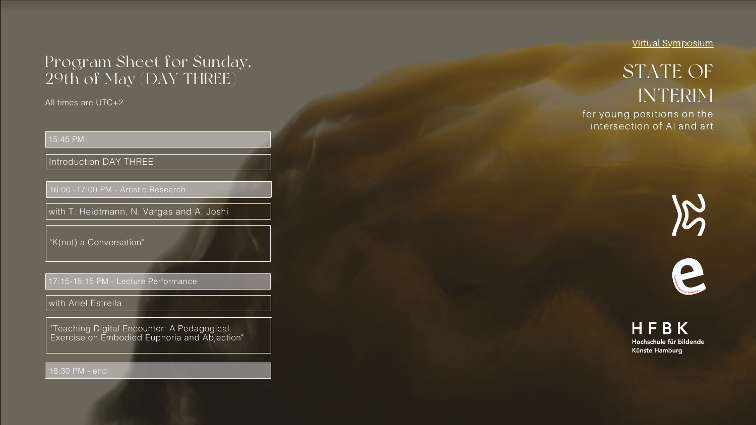# Program Sheet for Sunday, 29th of May (DAY THREE)

All times are UTC+2

15:45 PM

Introduction DAY THREE

16:00 -17:00 PM - Artistic Research

with T. Heidtmann, N. Vargas and A. Joshi

"K(not) a Conversation"

17:15-18:15 PM - Lecture Performance

with Ariel Estrella

"Teaching Digital Encounter: A Pedagogical Exercise on Embodied Euphoria and Abjection"

18:30 PM - end

Virtual Symposium

## STATE OF INTERIM

for young positions on the intersection of AI and art

HFBK
Hochschule für bildende Künste Hamburg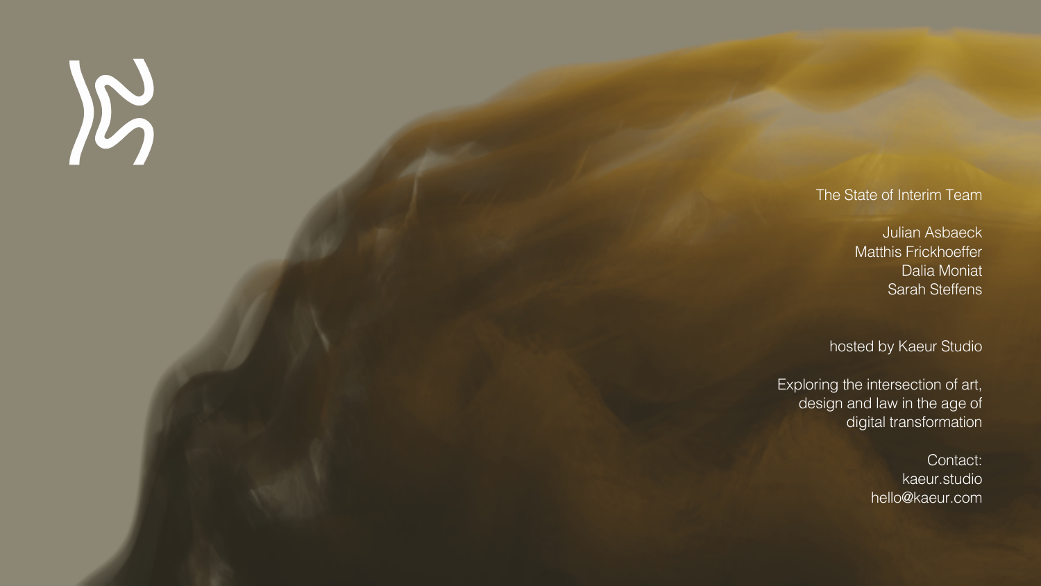The State of Interim Team

Julian Asbaeck
Matthis Frickhoeffer
Dalia Moniat
Sarah Steffens

hosted by Kaeur Studio

Exploring the intersection of art, design and law in the age of digital transformation

Contact:
kaeur.studio
hello@kaeur.com